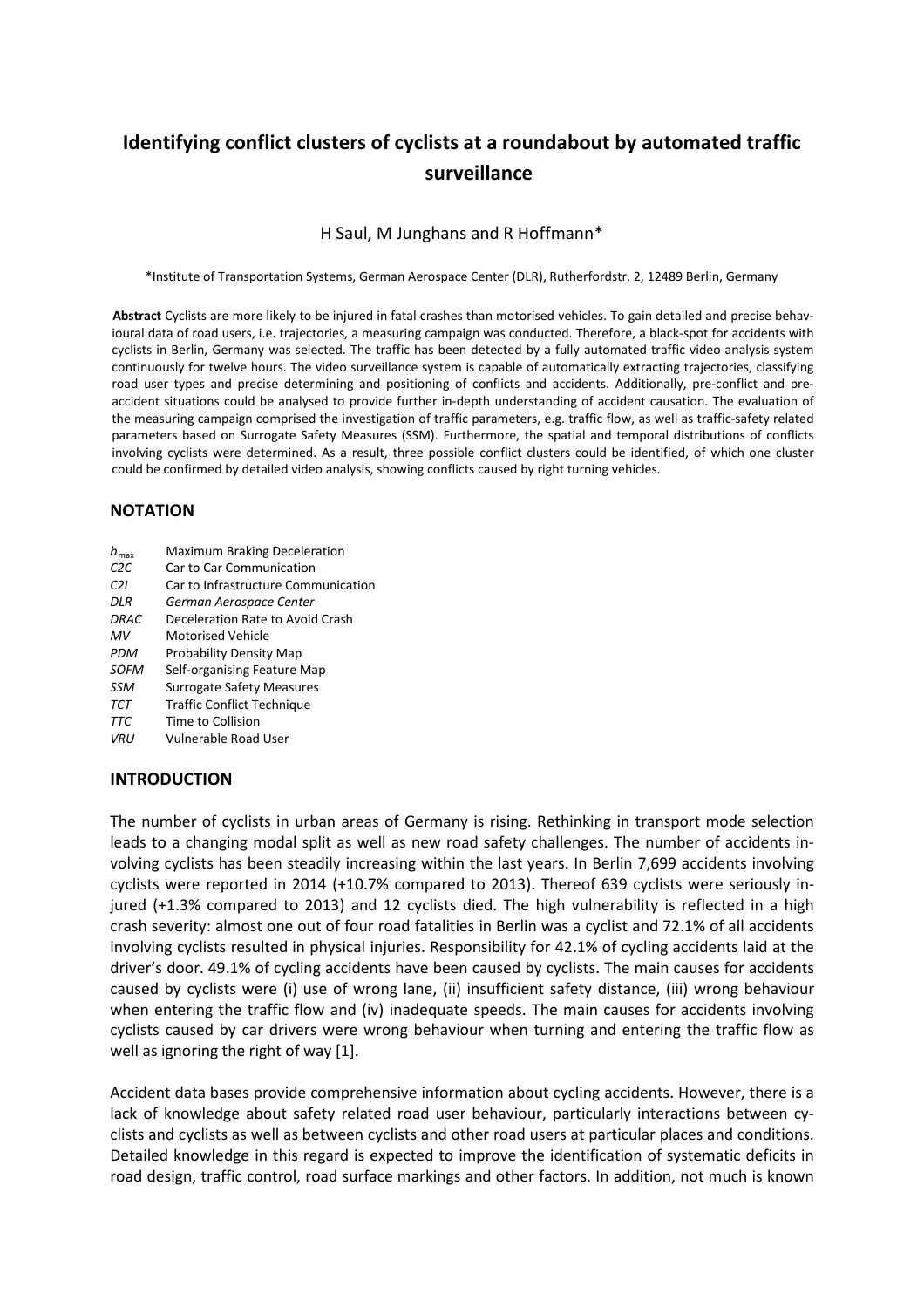# Identifying conflict clusters of cyclists at a roundabout by automated traffic surveillance

H Saul, M Junghans and R Hoffmann*

*Institute of Transportation Systems, German Aerospace Center (DLR), Rutherfordstr. 2, 12489 Berlin, Germany

**Abstract** Cyclists are more likely to be injured in fatal crashes than motorised vehicles. To gain detailed and precise behavioural data of road users, i.e. trajectories, a measuring campaign was conducted. Therefore, a black-spot for accidents with cyclists in Berlin, Germany was selected. The traffic has been detected by a fully automated traffic video analysis system continuously for twelve hours. The video surveillance system is capable of automatically extracting trajectories, classifying road user types and precise determining and positioning of conflicts and accidents. Additionally, pre-conflict and pre-accident situations could be analysed to provide further in-depth understanding of accident causation. The evaluation of the measuring campaign comprised the investigation of traffic parameters, e.g. traffic flow, as well as traffic-safety related parameters based on Surrogate Safety Measures (SSM). Furthermore, the spatial and temporal distributions of conflicts involving cyclists were determined. As a result, three possible conflict clusters could be identified, of which one cluster could be confirmed by detailed video analysis, showing conflicts caused by right turning vehicles.

## NOTATION

| | |
|---|---|
| $b_{\max}$ | Maximum Braking Deceleration |
| *C2C* | Car to Car Communication |
| *C2I* | Car to Infrastructure Communication |
| *DLR* | *German Aerospace Center* |
| *DRAC* | Deceleration Rate to Avoid Crash |
| *MV* | Motorised Vehicle |
| *PDM* | Probability Density Map |
| *SOFM* | Self-organising Feature Map |
| *SSM* | Surrogate Safety Measures |
| *TCT* | Traffic Conflict Technique |
| *TTC* | Time to Collision |
| *VRU* | Vulnerable Road User |

## INTRODUCTION

The number of cyclists in urban areas of Germany is rising. Rethinking in transport mode selection leads to a changing modal split as well as new road safety challenges. The number of accidents involving cyclists has been steadily increasing within the last years. In Berlin 7,699 accidents involving cyclists were reported in 2014 (+10.7% compared to 2013). Thereof 639 cyclists were seriously injured (+1.3% compared to 2013) and 12 cyclists died. The high vulnerability is reflected in a high crash severity: almost one out of four road fatalities in Berlin was a cyclist and 72.1% of all accidents involving cyclists resulted in physical injuries. Responsibility for 42.1% of cycling accidents laid at the driver's door. 49.1% of cycling accidents have been caused by cyclists. The main causes for accidents caused by cyclists were (i) use of wrong lane, (ii) insufficient safety distance, (iii) wrong behaviour when entering the traffic flow and (iv) inadequate speeds. The main causes for accidents involving cyclists caused by car drivers were wrong behaviour when turning and entering the traffic flow as well as ignoring the right of way [1].

Accident data bases provide comprehensive information about cycling accidents. However, there is a lack of knowledge about safety related road user behaviour, particularly interactions between cyclists and cyclists as well as between cyclists and other road users at particular places and conditions. Detailed knowledge in this regard is expected to improve the identification of systematic deficits in road design, traffic control, road surface markings and other factors. In addition, not much is known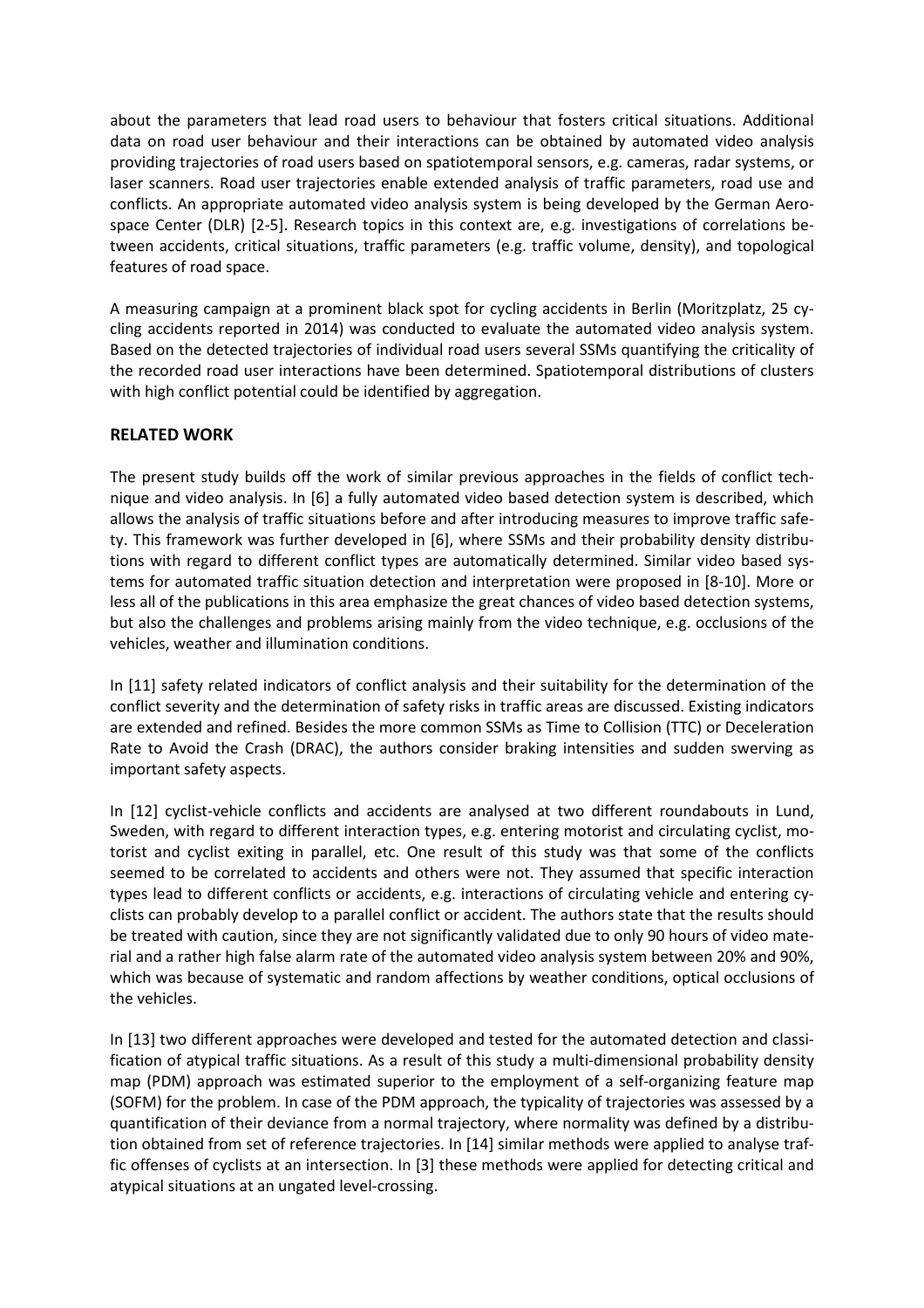about the parameters that lead road users to behaviour that fosters critical situations. Additional data on road user behaviour and their interactions can be obtained by automated video analysis providing trajectories of road users based on spatiotemporal sensors, e.g. cameras, radar systems, or laser scanners. Road user trajectories enable extended analysis of traffic parameters, road use and conflicts. An appropriate automated video analysis system is being developed by the German Aerospace Center (DLR) [2-5]. Research topics in this context are, e.g. investigations of correlations between accidents, critical situations, traffic parameters (e.g. traffic volume, density), and topological features of road space.

A measuring campaign at a prominent black spot for cycling accidents in Berlin (Moritzplatz, 25 cycling accidents reported in 2014) was conducted to evaluate the automated video analysis system. Based on the detected trajectories of individual road users several SSMs quantifying the criticality of the recorded road user interactions have been determined. Spatiotemporal distributions of clusters with high conflict potential could be identified by aggregation.

## RELATED WORK

The present study builds off the work of similar previous approaches in the fields of conflict technique and video analysis. In [6] a fully automated video based detection system is described, which allows the analysis of traffic situations before and after introducing measures to improve traffic safety. This framework was further developed in [6], where SSMs and their probability density distributions with regard to different conflict types are automatically determined. Similar video based systems for automated traffic situation detection and interpretation were proposed in [8-10]. More or less all of the publications in this area emphasize the great chances of video based detection systems, but also the challenges and problems arising mainly from the video technique, e.g. occlusions of the vehicles, weather and illumination conditions.

In [11] safety related indicators of conflict analysis and their suitability for the determination of the conflict severity and the determination of safety risks in traffic areas are discussed. Existing indicators are extended and refined. Besides the more common SSMs as Time to Collision (TTC) or Deceleration Rate to Avoid the Crash (DRAC), the authors consider braking intensities and sudden swerving as important safety aspects.

In [12] cyclist-vehicle conflicts and accidents are analysed at two different roundabouts in Lund, Sweden, with regard to different interaction types, e.g. entering motorist and circulating cyclist, motorist and cyclist exiting in parallel, etc. One result of this study was that some of the conflicts seemed to be correlated to accidents and others were not. They assumed that specific interaction types lead to different conflicts or accidents, e.g. interactions of circulating vehicle and entering cyclists can probably develop to a parallel conflict or accident. The authors state that the results should be treated with caution, since they are not significantly validated due to only 90 hours of video material and a rather high false alarm rate of the automated video analysis system between 20% and 90%, which was because of systematic and random affections by weather conditions, optical occlusions of the vehicles.

In [13] two different approaches were developed and tested for the automated detection and classification of atypical traffic situations. As a result of this study a multi-dimensional probability density map (PDM) approach was estimated superior to the employment of a self-organizing feature map (SOFM) for the problem. In case of the PDM approach, the typicality of trajectories was assessed by a quantification of their deviance from a normal trajectory, where normality was defined by a distribution obtained from set of reference trajectories. In [14] similar methods were applied to analyse traffic offenses of cyclists at an intersection. In [3] these methods were applied for detecting critical and atypical situations at an ungated level-crossing.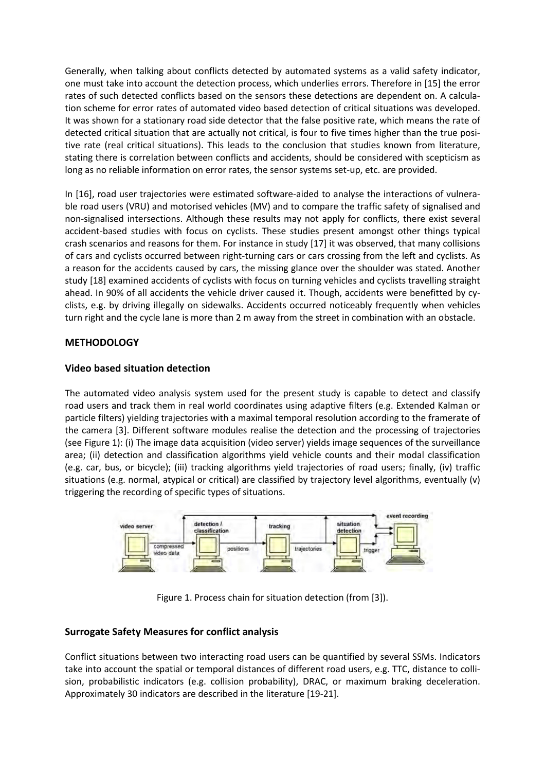Generally, when talking about conflicts detected by automated systems as a valid safety indicator, one must take into account the detection process, which underlies errors. Therefore in [15] the error rates of such detected conflicts based on the sensors these detections are dependent on. A calculation scheme for error rates of automated video based detection of critical situations was developed. It was shown for a stationary road side detector that the false positive rate, which means the rate of detected critical situation that are actually not critical, is four to five times higher than the true positive rate (real critical situations). This leads to the conclusion that studies known from literature, stating there is correlation between conflicts and accidents, should be considered with scepticism as long as no reliable information on error rates, the sensor systems set-up, etc. are provided.

In [16], road user trajectories were estimated software-aided to analyse the interactions of vulnerable road users (VRU) and motorised vehicles (MV) and to compare the traffic safety of signalised and non-signalised intersections. Although these results may not apply for conflicts, there exist several accident-based studies with focus on cyclists. These studies present amongst other things typical crash scenarios and reasons for them. For instance in study [17] it was observed, that many collisions of cars and cyclists occurred between right-turning cars or cars crossing from the left and cyclists. As a reason for the accidents caused by cars, the missing glance over the shoulder was stated. Another study [18] examined accidents of cyclists with focus on turning vehicles and cyclists travelling straight ahead. In 90% of all accidents the vehicle driver caused it. Though, accidents were benefitted by cyclists, e.g. by driving illegally on sidewalks. Accidents occurred noticeably frequently when vehicles turn right and the cycle lane is more than 2 m away from the street in combination with an obstacle.

## METHODOLOGY

### Video based situation detection

The automated video analysis system used for the present study is capable to detect and classify road users and track them in real world coordinates using adaptive filters (e.g. Extended Kalman or particle filters) yielding trajectories with a maximal temporal resolution according to the framerate of the camera [3]. Different software modules realise the detection and the processing of trajectories (see Figure 1): (i) The image data acquisition (video server) yields image sequences of the surveillance area; (ii) detection and classification algorithms yield vehicle counts and their modal classification (e.g. car, bus, or bicycle); (iii) tracking algorithms yield trajectories of road users; finally, (iv) traffic situations (e.g. normal, atypical or critical) are classified by trajectory level algorithms, eventually (v) triggering the recording of specific types of situations.

Figure 1. Process chain for situation detection (from [3]).

### Surrogate Safety Measures for conflict analysis

Conflict situations between two interacting road users can be quantified by several SSMs. Indicators take into account the spatial or temporal distances of different road users, e.g. TTC, distance to collision, probabilistic indicators (e.g. collision probability), DRAC, or maximum braking deceleration. Approximately 30 indicators are described in the literature [19-21].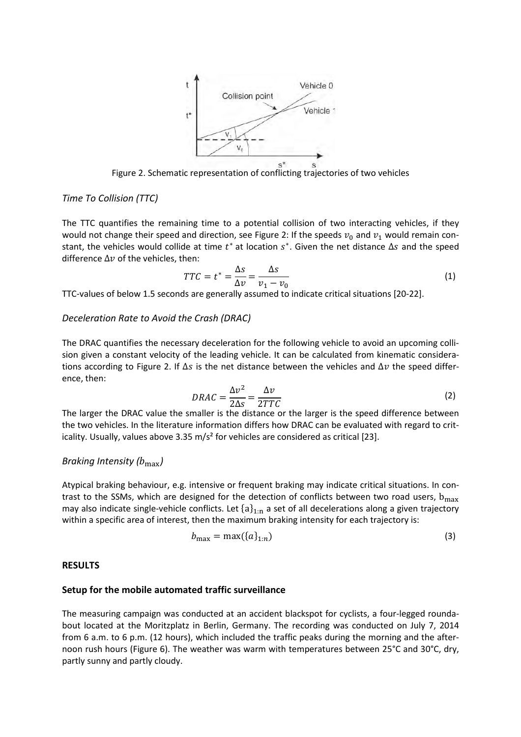Figure 2. Schematic representation of conflicting trajectories of two vehicles

### *Time To Collision (TTC)*

The TTC quantifies the remaining time to a potential collision of two interacting vehicles, if they would not change their speed and direction, see Figure 2: If the speeds $v_0$ and $v_1$ would remain constant, the vehicles would collide at time $t^*$ at location $s^*$. Given the net distance $\Delta s$ and the speed difference $\Delta v$ of the vehicles, then:

$$TTC = t^* = \frac{\Delta s}{\Delta v} = \frac{\Delta s}{v_1 - v_0} \tag{1}$$

TTC-values of below 1.5 seconds are generally assumed to indicate critical situations [20-22].

### *Deceleration Rate to Avoid the Crash (DRAC)*

The DRAC quantifies the necessary deceleration for the following vehicle to avoid an upcoming collision given a constant velocity of the leading vehicle. It can be calculated from kinematic considerations according to Figure 2. If $\Delta s$ is the net distance between the vehicles and $\Delta v$ the speed difference, then:

$$DRAC = \frac{\Delta v^2}{2\Delta s} = \frac{\Delta v}{2TTC} \tag{2}$$

The larger the DRAC value the smaller is the distance or the larger is the speed difference between the two vehicles. In the literature information differs how DRAC can be evaluated with regard to criticality. Usually, values above 3.35 m/s² for vehicles are considered as critical [23].

### *Braking Intensity ($b_{\max}$)*

Atypical braking behaviour, e.g. intensive or frequent braking may indicate critical situations. In contrast to the SSMs, which are designed for the detection of conflicts between two road users, $b_{\max}$ may also indicate single-vehicle conflicts. Let $\{a\}_{1:n}$ a set of all decelerations along a given trajectory within a specific area of interest, then the maximum braking intensity for each trajectory is:

$$b_{\max} = \max(\{a\}_{1:n}) \tag{3}$$

## RESULTS

### Setup for the mobile automated traffic surveillance

The measuring campaign was conducted at an accident blackspot for cyclists, a four-legged roundabout located at the Moritzplatz in Berlin, Germany. The recording was conducted on July 7, 2014 from 6 a.m. to 6 p.m. (12 hours), which included the traffic peaks during the morning and the afternoon rush hours (Figure 6). The weather was warm with temperatures between 25°C and 30°C, dry, partly sunny and partly cloudy.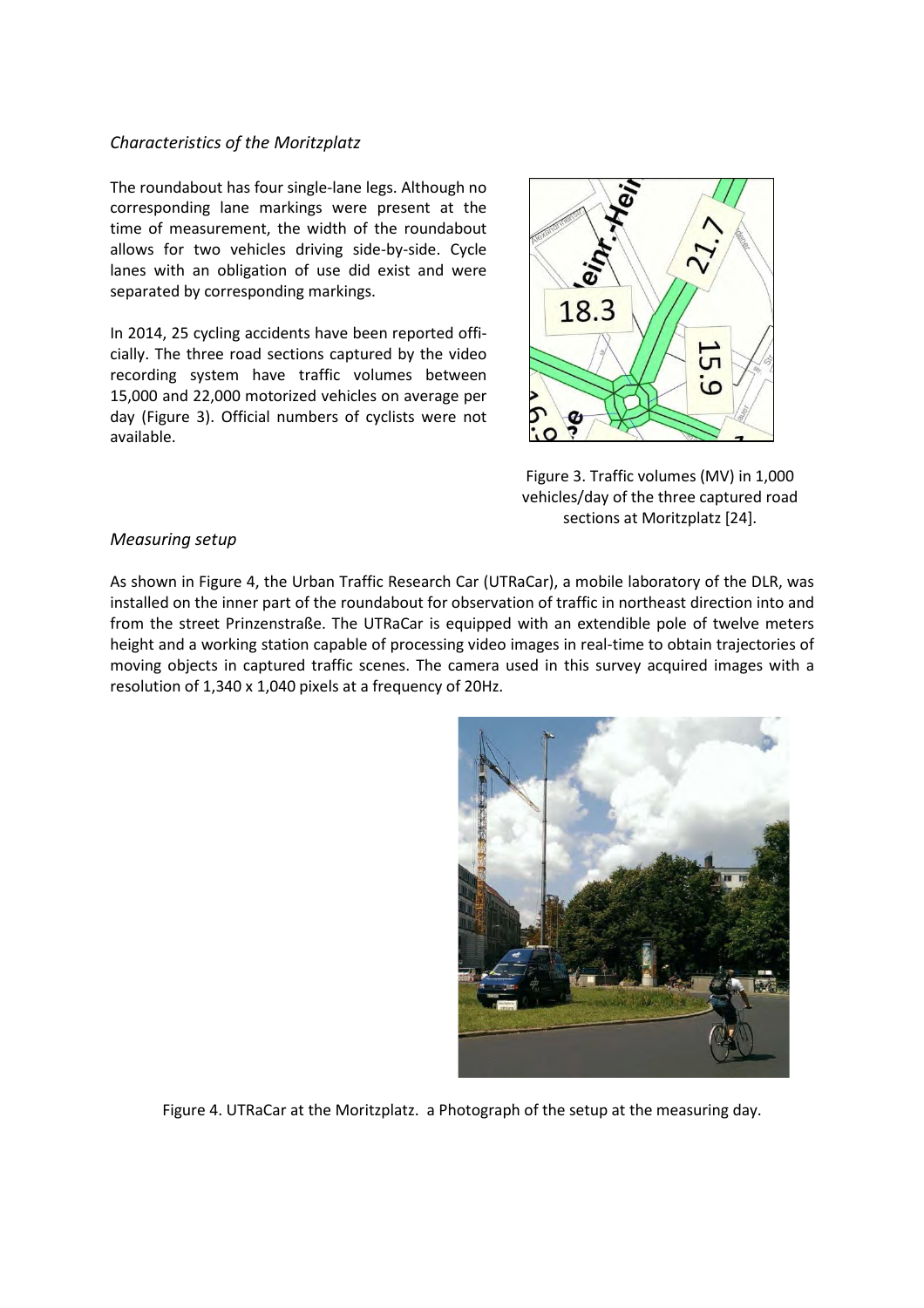*Characteristics of the Moritzplatz*

The roundabout has four single-lane legs. Although no corresponding lane markings were present at the time of measurement, the width of the roundabout allows for two vehicles driving side-by-side. Cycle lanes with an obligation of use did exist and were separated by corresponding markings.

In 2014, 25 cycling accidents have been reported officially. The three road sections captured by the video recording system have traffic volumes between 15,000 and 22,000 motorized vehicles on average per day (Figure 3). Official numbers of cyclists were not available.

Figure 3. Traffic volumes (MV) in 1,000 vehicles/day of the three captured road sections at Moritzplatz [24].

*Measuring setup*

As shown in Figure 4, the Urban Traffic Research Car (UTRaCar), a mobile laboratory of the DLR, was installed on the inner part of the roundabout for observation of traffic in northeast direction into and from the street Prinzenstraße. The UTRaCar is equipped with an extendible pole of twelve meters height and a working station capable of processing video images in real-time to obtain trajectories of moving objects in captured traffic scenes. The camera used in this survey acquired images with a resolution of 1,340 x 1,040 pixels at a frequency of 20Hz.

Figure 4. UTRaCar at the Moritzplatz. a Photograph of the setup at the measuring day.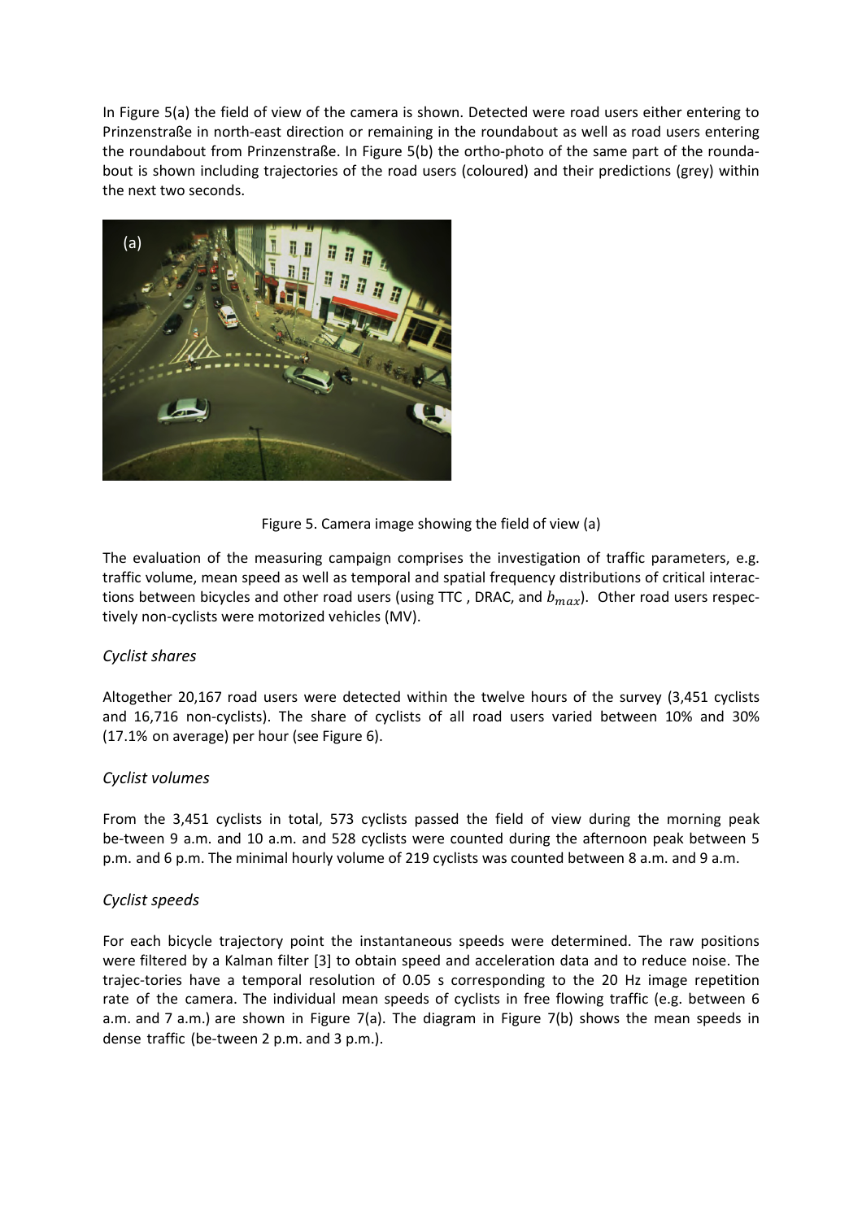In Figure 5(a) the field of view of the camera is shown. Detected were road users either entering to Prinzenstraße in north-east direction or remaining in the roundabout as well as road users entering the roundabout from Prinzenstraße. In Figure 5(b) the ortho-photo of the same part of the roundabout is shown including trajectories of the road users (coloured) and their predictions (grey) within the next two seconds.

Figure 5. Camera image showing the field of view (a)

The evaluation of the measuring campaign comprises the investigation of traffic parameters, e.g. traffic volume, mean speed as well as temporal and spatial frequency distributions of critical interactions between bicycles and other road users (using TTC , DRAC, and $b_{max}$). Other road users respectively non-cyclists were motorized vehicles (MV).

### *Cyclist shares*

Altogether 20,167 road users were detected within the twelve hours of the survey (3,451 cyclists and 16,716 non-cyclists). The share of cyclists of all road users varied between 10% and 30% (17.1% on average) per hour (see Figure 6).

### *Cyclist volumes*

From the 3,451 cyclists in total, 573 cyclists passed the field of view during the morning peak be-tween 9 a.m. and 10 a.m. and 528 cyclists were counted during the afternoon peak between 5 p.m. and 6 p.m. The minimal hourly volume of 219 cyclists was counted between 8 a.m. and 9 a.m.

### *Cyclist speeds*

For each bicycle trajectory point the instantaneous speeds were determined. The raw positions were filtered by a Kalman filter [3] to obtain speed and acceleration data and to reduce noise. The trajec-tories have a temporal resolution of 0.05 s corresponding to the 20 Hz image repetition rate of the camera. The individual mean speeds of cyclists in free flowing traffic (e.g. between 6 a.m. and 7 a.m.) are shown in Figure 7(a). The diagram in Figure 7(b) shows the mean speeds in dense traffic (be-tween 2 p.m. and 3 p.m.).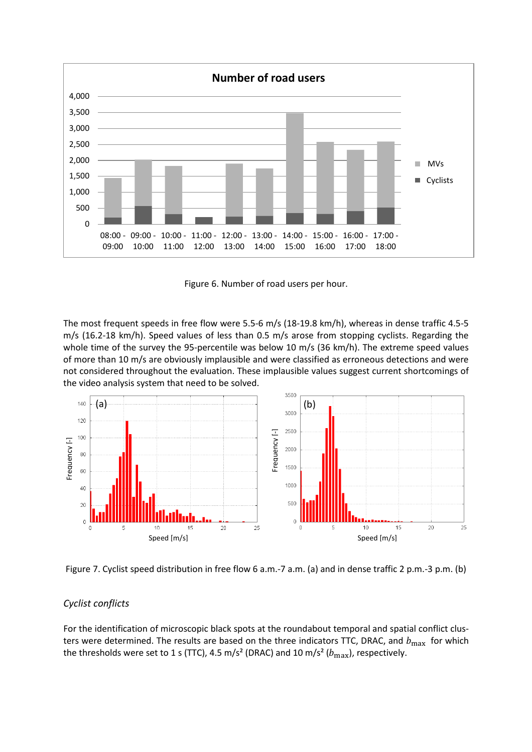Figure 6. Number of road users per hour.

The most frequent speeds in free flow were 5.5-6 m/s (18-19.8 km/h), whereas in dense traffic 4.5-5 m/s (16.2-18 km/h). Speed values of less than 0.5 m/s arose from stopping cyclists. Regarding the whole time of the survey the 95-percentile was below 10 m/s (36 km/h). The extreme speed values of more than 10 m/s are obviously implausible and were classified as erroneous detections and were not considered throughout the evaluation. These implausible values suggest current shortcomings of the video analysis system that need to be solved.

Figure 7. Cyclist speed distribution in free flow 6 a.m.-7 a.m. (a) and in dense traffic 2 p.m.-3 p.m. (b)

*Cyclist conflicts*

For the identification of microscopic black spots at the roundabout temporal and spatial conflict clusters were determined. The results are based on the three indicators TTC, DRAC, and $b_{\max}$ for which the thresholds were set to 1 s (TTC), 4.5 m/s² (DRAC) and 10 m/s² ($b_{\max}$), respectively.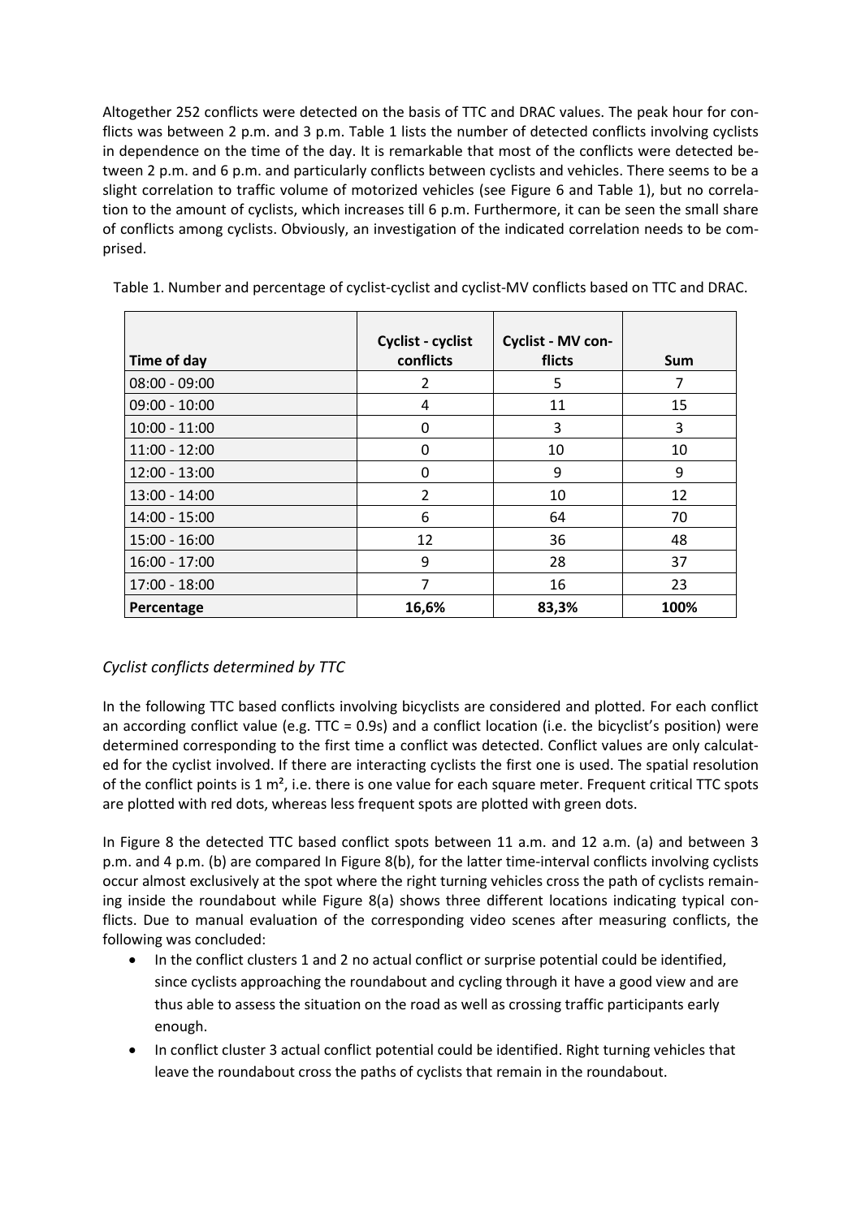Altogether 252 conflicts were detected on the basis of TTC and DRAC values. The peak hour for conflicts was between 2 p.m. and 3 p.m. Table 1 lists the number of detected conflicts involving cyclists in dependence on the time of the day. It is remarkable that most of the conflicts were detected between 2 p.m. and 6 p.m. and particularly conflicts between cyclists and vehicles. There seems to be a slight correlation to traffic volume of motorized vehicles (see Figure 6 and Table 1), but no correlation to the amount of cyclists, which increases till 6 p.m. Furthermore, it can be seen the small share of conflicts among cyclists. Obviously, an investigation of the indicated correlation needs to be comprised.

Table 1. Number and percentage of cyclist-cyclist and cyclist-MV conflicts based on TTC and DRAC.

| Time of day | Cyclist - cyclist conflicts | Cyclist - MV conflicts | Sum |
|---|---|---|---|
| 08:00 - 09:00 | 2 | 5 | 7 |
| 09:00 - 10:00 | 4 | 11 | 15 |
| 10:00 - 11:00 | 0 | 3 | 3 |
| 11:00 - 12:00 | 0 | 10 | 10 |
| 12:00 - 13:00 | 0 | 9 | 9 |
| 13:00 - 14:00 | 2 | 10 | 12 |
| 14:00 - 15:00 | 6 | 64 | 70 |
| 15:00 - 16:00 | 12 | 36 | 48 |
| 16:00 - 17:00 | 9 | 28 | 37 |
| 17:00 - 18:00 | 7 | 16 | 23 |
| **Percentage** | **16,6%** | **83,3%** | **100%** |

### *Cyclist conflicts determined by TTC*

In the following TTC based conflicts involving bicyclists are considered and plotted. For each conflict an according conflict value (e.g. TTC = 0.9s) and a conflict location (i.e. the bicyclist's position) were determined corresponding to the first time a conflict was detected. Conflict values are only calculated for the cyclist involved. If there are interacting cyclists the first one is used. The spatial resolution of the conflict points is 1 m², i.e. there is one value for each square meter. Frequent critical TTC spots are plotted with red dots, whereas less frequent spots are plotted with green dots.

In Figure 8 the detected TTC based conflict spots between 11 a.m. and 12 a.m. (a) and between 3 p.m. and 4 p.m. (b) are compared In Figure 8(b), for the latter time-interval conflicts involving cyclists occur almost exclusively at the spot where the right turning vehicles cross the path of cyclists remaining inside the roundabout while Figure 8(a) shows three different locations indicating typical conflicts. Due to manual evaluation of the corresponding video scenes after measuring conflicts, the following was concluded:

- In the conflict clusters 1 and 2 no actual conflict or surprise potential could be identified, since cyclists approaching the roundabout and cycling through it have a good view and are thus able to assess the situation on the road as well as crossing traffic participants early enough.
- In conflict cluster 3 actual conflict potential could be identified. Right turning vehicles that leave the roundabout cross the paths of cyclists that remain in the roundabout.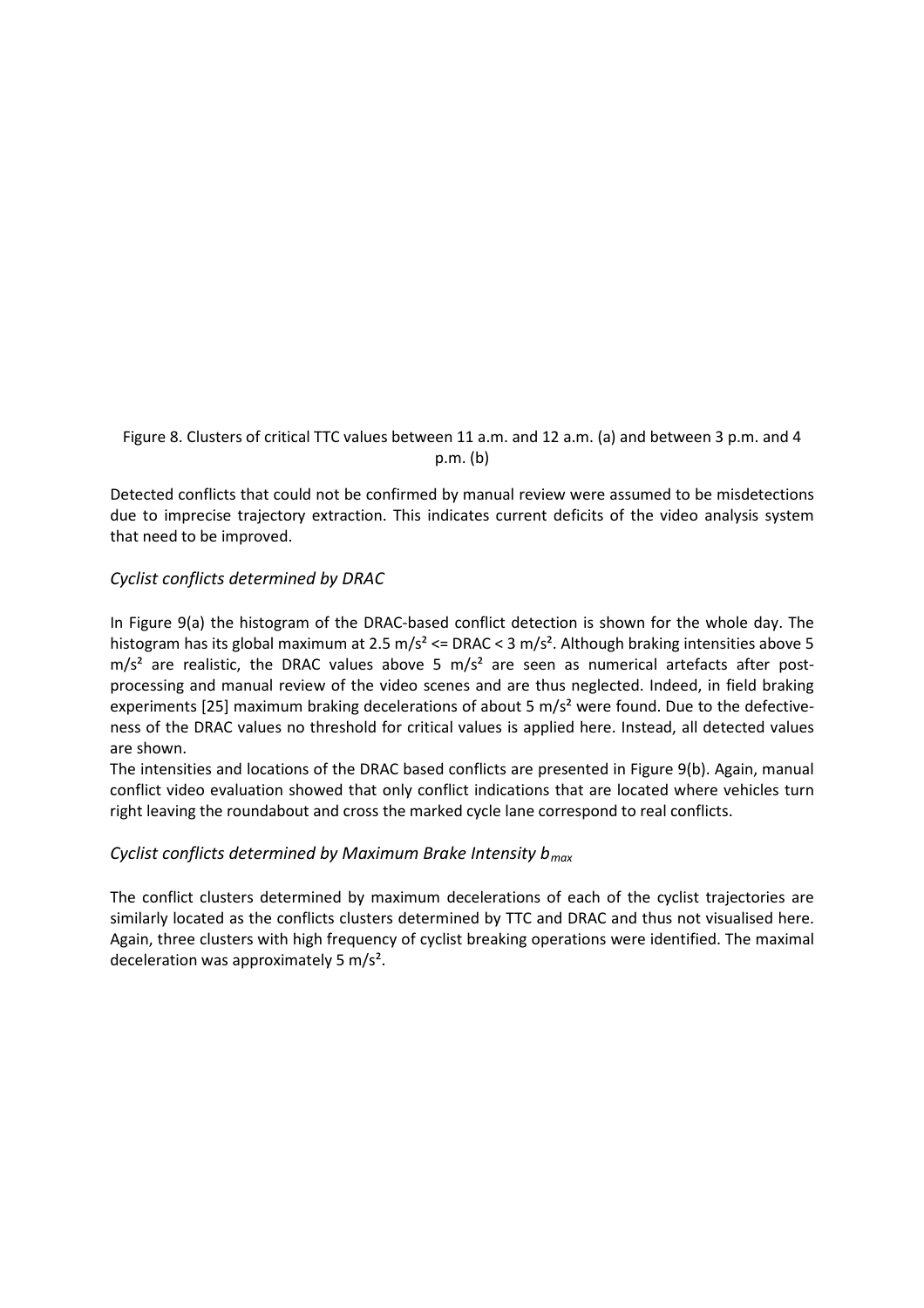Figure 8. Clusters of critical TTC values between 11 a.m. and 12 a.m. (a) and between 3 p.m. and 4 p.m. (b)

Detected conflicts that could not be confirmed by manual review were assumed to be misdetections due to imprecise trajectory extraction. This indicates current deficits of the video analysis system that need to be improved.

### *Cyclist conflicts determined by DRAC*

In Figure 9(a) the histogram of the DRAC-based conflict detection is shown for the whole day. The histogram has its global maximum at 2.5 m/s² <= DRAC < 3 m/s². Although braking intensities above 5 m/s² are realistic, the DRAC values above 5 m/s² are seen as numerical artefacts after post-processing and manual review of the video scenes and are thus neglected. Indeed, in field braking experiments [25] maximum braking decelerations of about 5 m/s² were found. Due to the defective-ness of the DRAC values no threshold for critical values is applied here. Instead, all detected values are shown.
The intensities and locations of the DRAC based conflicts are presented in Figure 9(b). Again, manual conflict video evaluation showed that only conflict indications that are located where vehicles turn right leaving the roundabout and cross the marked cycle lane correspond to real conflicts.

### *Cyclist conflicts determined by Maximum Brake Intensity $b_{max}$*

The conflict clusters determined by maximum decelerations of each of the cyclist trajectories are similarly located as the conflicts clusters determined by TTC and DRAC and thus not visualised here. Again, three clusters with high frequency of cyclist breaking operations were identified. The maximal deceleration was approximately 5 m/s².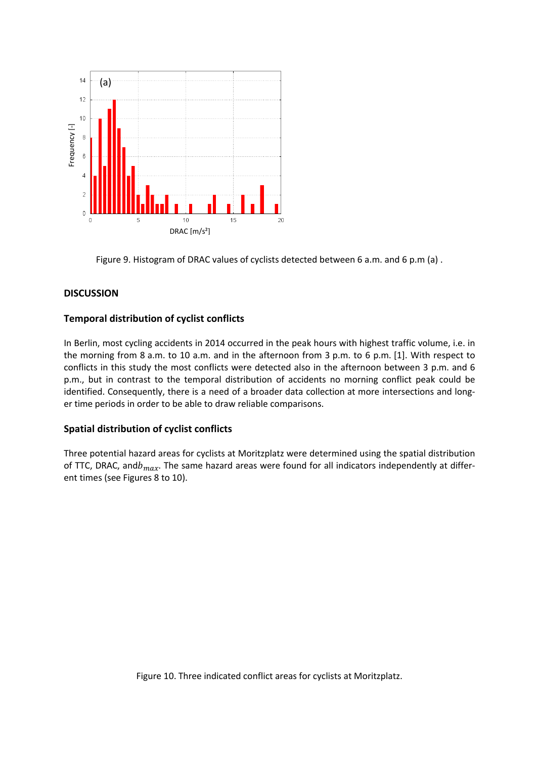Figure 9. Histogram of DRAC values of cyclists detected between 6 a.m. and 6 p.m (a) .

## DISCUSSION

### Temporal distribution of cyclist conflicts

In Berlin, most cycling accidents in 2014 occurred in the peak hours with highest traffic volume, i.e. in the morning from 8 a.m. to 10 a.m. and in the afternoon from 3 p.m. to 6 p.m. [1]. With respect to conflicts in this study the most conflicts were detected also in the afternoon between 3 p.m. and 6 p.m., but in contrast to the temporal distribution of accidents no morning conflict peak could be identified. Consequently, there is a need of a broader data collection at more intersections and longer time periods in order to be able to draw reliable comparisons.

### Spatial distribution of cyclist conflicts

Three potential hazard areas for cyclists at Moritzplatz were determined using the spatial distribution of TTC, DRAC, and $b_{max}$. The same hazard areas were found for all indicators independently at different times (see Figures 8 to 10).

Figure 10. Three indicated conflict areas for cyclists at Moritzplatz.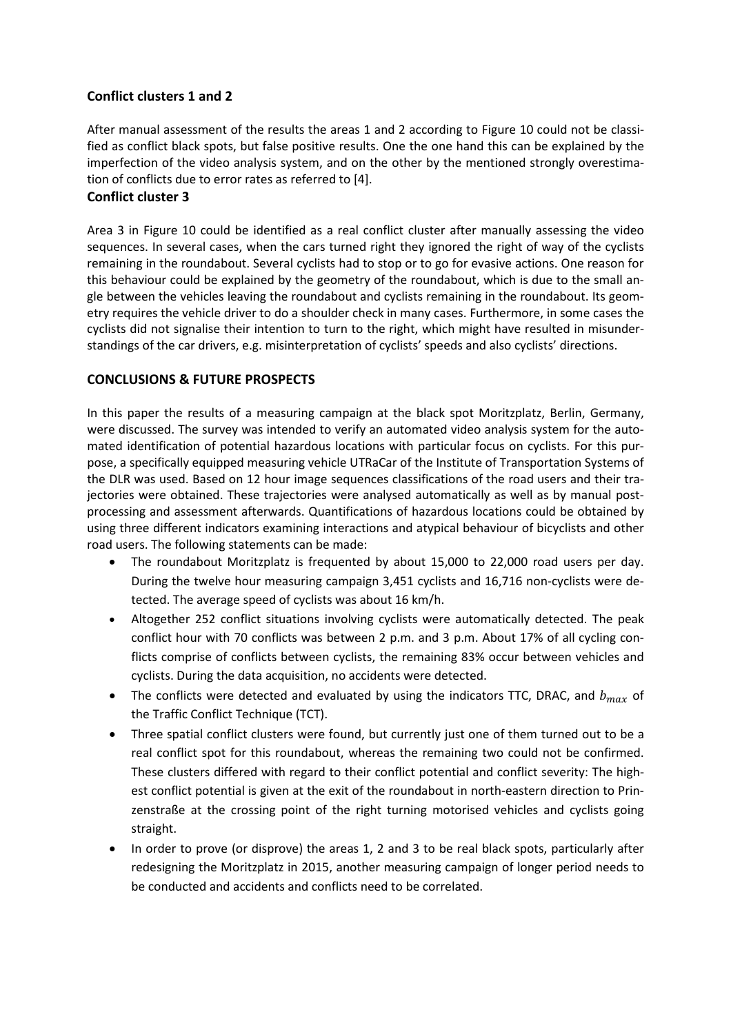### Conflict clusters 1 and 2

After manual assessment of the results the areas 1 and 2 according to Figure 10 could not be classified as conflict black spots, but false positive results. One the one hand this can be explained by the imperfection of the video analysis system, and on the other by the mentioned strongly overestimation of conflicts due to error rates as referred to [4].

### Conflict cluster 3

Area 3 in Figure 10 could be identified as a real conflict cluster after manually assessing the video sequences. In several cases, when the cars turned right they ignored the right of way of the cyclists remaining in the roundabout. Several cyclists had to stop or to go for evasive actions. One reason for this behaviour could be explained by the geometry of the roundabout, which is due to the small angle between the vehicles leaving the roundabout and cyclists remaining in the roundabout. Its geometry requires the vehicle driver to do a shoulder check in many cases. Furthermore, in some cases the cyclists did not signalise their intention to turn to the right, which might have resulted in misunderstandings of the car drivers, e.g. misinterpretation of cyclists' speeds and also cyclists' directions.

## CONCLUSIONS & FUTURE PROSPECTS

In this paper the results of a measuring campaign at the black spot Moritzplatz, Berlin, Germany, were discussed. The survey was intended to verify an automated video analysis system for the automated identification of potential hazardous locations with particular focus on cyclists. For this purpose, a specifically equipped measuring vehicle UTRaCar of the Institute of Transportation Systems of the DLR was used. Based on 12 hour image sequences classifications of the road users and their trajectories were obtained. These trajectories were analysed automatically as well as by manual post-processing and assessment afterwards. Quantifications of hazardous locations could be obtained by using three different indicators examining interactions and atypical behaviour of bicyclists and other road users. The following statements can be made:

- The roundabout Moritzplatz is frequented by about 15,000 to 22,000 road users per day. During the twelve hour measuring campaign 3,451 cyclists and 16,716 non-cyclists were detected. The average speed of cyclists was about 16 km/h.
- Altogether 252 conflict situations involving cyclists were automatically detected. The peak conflict hour with 70 conflicts was between 2 p.m. and 3 p.m. About 17% of all cycling conflicts comprise of conflicts between cyclists, the remaining 83% occur between vehicles and cyclists. During the data acquisition, no accidents were detected.
- The conflicts were detected and evaluated by using the indicators TTC, DRAC, and $b_{max}$ of the Traffic Conflict Technique (TCT).
- Three spatial conflict clusters were found, but currently just one of them turned out to be a real conflict spot for this roundabout, whereas the remaining two could not be confirmed. These clusters differed with regard to their conflict potential and conflict severity: The highest conflict potential is given at the exit of the roundabout in north-eastern direction to Prinzenstraße at the crossing point of the right turning motorised vehicles and cyclists going straight.
- In order to prove (or disprove) the areas 1, 2 and 3 to be real black spots, particularly after redesigning the Moritzplatz in 2015, another measuring campaign of longer period needs to be conducted and accidents and conflicts need to be correlated.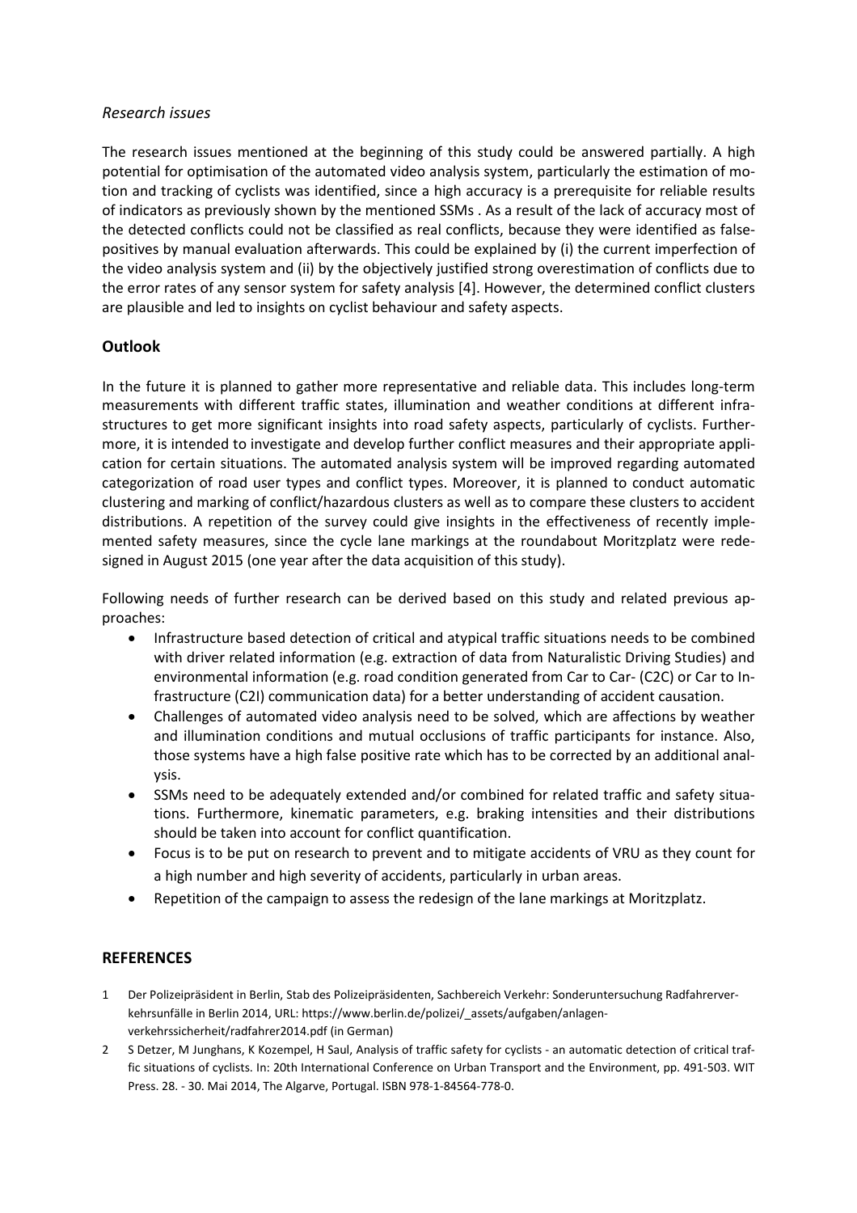*Research issues*

The research issues mentioned at the beginning of this study could be answered partially. A high potential for optimisation of the automated video analysis system, particularly the estimation of motion and tracking of cyclists was identified, since a high accuracy is a prerequisite for reliable results of indicators as previously shown by the mentioned SSMs . As a result of the lack of accuracy most of the detected conflicts could not be classified as real conflicts, because they were identified as false-positives by manual evaluation afterwards. This could be explained by (i) the current imperfection of the video analysis system and (ii) by the objectively justified strong overestimation of conflicts due to the error rates of any sensor system for safety analysis [4]. However, the determined conflict clusters are plausible and led to insights on cyclist behaviour and safety aspects.

## Outlook

In the future it is planned to gather more representative and reliable data. This includes long-term measurements with different traffic states, illumination and weather conditions at different infrastructures to get more significant insights into road safety aspects, particularly of cyclists. Furthermore, it is intended to investigate and develop further conflict measures and their appropriate application for certain situations. The automated analysis system will be improved regarding automated categorization of road user types and conflict types. Moreover, it is planned to conduct automatic clustering and marking of conflict/hazardous clusters as well as to compare these clusters to accident distributions. A repetition of the survey could give insights in the effectiveness of recently implemented safety measures, since the cycle lane markings at the roundabout Moritzplatz were redesigned in August 2015 (one year after the data acquisition of this study).

Following needs of further research can be derived based on this study and related previous approaches:

- Infrastructure based detection of critical and atypical traffic situations needs to be combined with driver related information (e.g. extraction of data from Naturalistic Driving Studies) and environmental information (e.g. road condition generated from Car to Car- (C2C) or Car to Infrastructure (C2I) communication data) for a better understanding of accident causation.
- Challenges of automated video analysis need to be solved, which are affections by weather and illumination conditions and mutual occlusions of traffic participants for instance. Also, those systems have a high false positive rate which has to be corrected by an additional analysis.
- SSMs need to be adequately extended and/or combined for related traffic and safety situations. Furthermore, kinematic parameters, e.g. braking intensities and their distributions should be taken into account for conflict quantification.
- Focus is to be put on research to prevent and to mitigate accidents of VRU as they count for a high number and high severity of accidents, particularly in urban areas.
- Repetition of the campaign to assess the redesign of the lane markings at Moritzplatz.

## REFERENCES

1. Der Polizeipräsident in Berlin, Stab des Polizeipräsidenten, Sachbereich Verkehr: Sonderuntersuchung Radfahrerverkehrsunfälle in Berlin 2014, URL: https://www.berlin.de/polizei/_assets/aufgaben/anlagen-verkehrssicherheit/radfahrer2014.pdf (in German)
2. S Detzer, M Junghans, K Kozempel, H Saul, Analysis of traffic safety for cyclists - an automatic detection of critical traffic situations of cyclists. In: 20th International Conference on Urban Transport and the Environment, pp. 491-503. WIT Press. 28. - 30. Mai 2014, The Algarve, Portugal. ISBN 978-1-84564-778-0.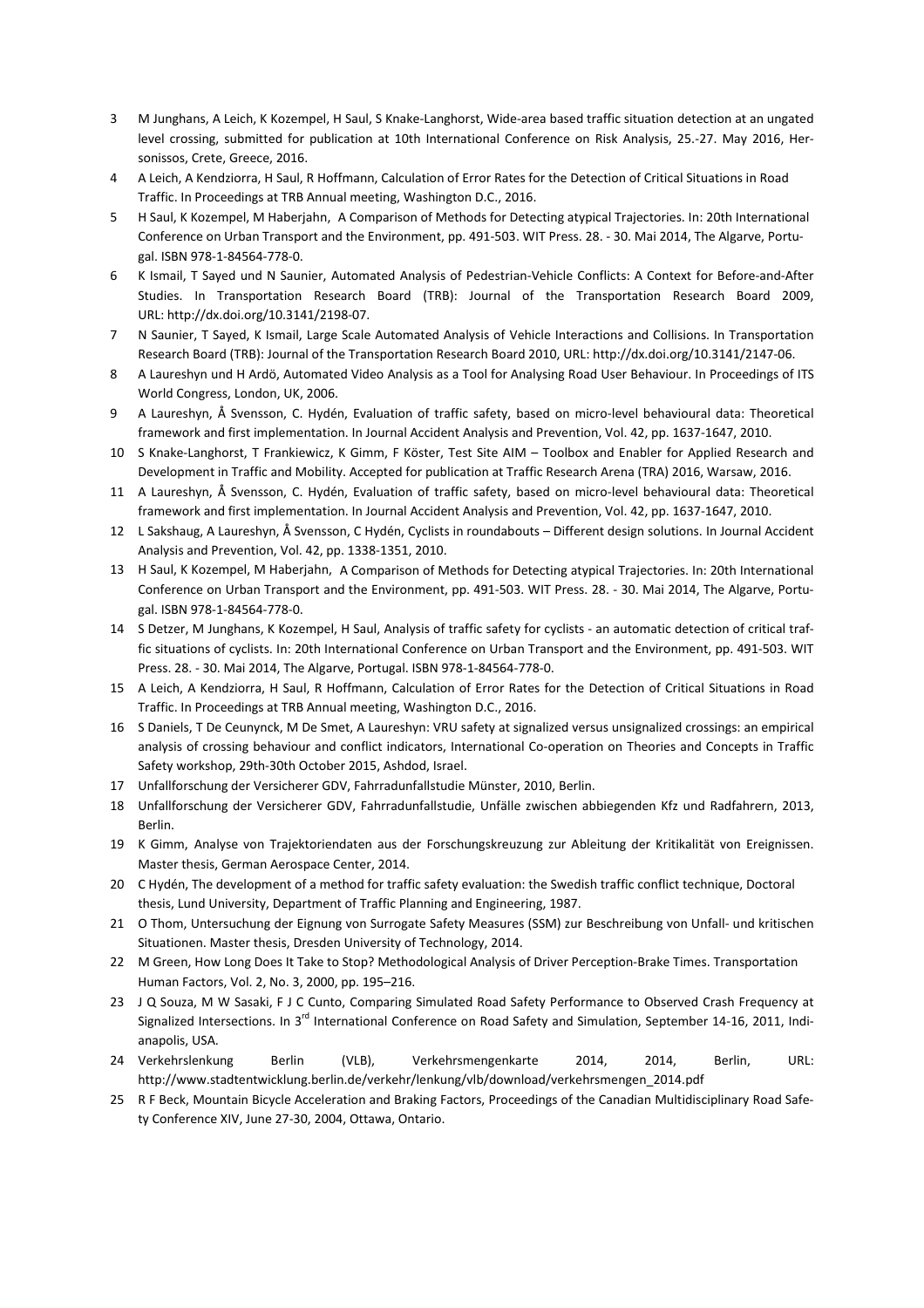3 M Junghans, A Leich, K Kozempel, H Saul, S Knake-Langhorst, Wide-area based traffic situation detection at an ungated level crossing, submitted for publication at 10th International Conference on Risk Analysis, 25.-27. May 2016, Hersonissos, Crete, Greece, 2016.

4 A Leich, A Kendziorra, H Saul, R Hoffmann, Calculation of Error Rates for the Detection of Critical Situations in Road Traffic. In Proceedings at TRB Annual meeting, Washington D.C., 2016.

5 H Saul, K Kozempel, M Haberjahn, A Comparison of Methods for Detecting atypical Trajectories. In: 20th International Conference on Urban Transport and the Environment, pp. 491-503. WIT Press. 28. - 30. Mai 2014, The Algarve, Portugal. ISBN 978-1-84564-778-0.

6 K Ismail, T Sayed und N Saunier, Automated Analysis of Pedestrian-Vehicle Conflicts: A Context for Before-and-After Studies. In Transportation Research Board (TRB): Journal of the Transportation Research Board 2009, URL: http://dx.doi.org/10.3141/2198-07.

7 N Saunier, T Sayed, K Ismail, Large Scale Automated Analysis of Vehicle Interactions and Collisions. In Transportation Research Board (TRB): Journal of the Transportation Research Board 2010, URL: http://dx.doi.org/10.3141/2147-06.

8 A Laureshyn und H Ardö, Automated Video Analysis as a Tool for Analysing Road User Behaviour. In Proceedings of ITS World Congress, London, UK, 2006.

9 A Laureshyn, Å Svensson, C. Hydén, Evaluation of traffic safety, based on micro-level behavioural data: Theoretical framework and first implementation. In Journal Accident Analysis and Prevention, Vol. 42, pp. 1637-1647, 2010.

10 S Knake-Langhorst, T Frankiewicz, K Gimm, F Köster, Test Site AIM – Toolbox and Enabler for Applied Research and Development in Traffic and Mobility. Accepted for publication at Traffic Research Arena (TRA) 2016, Warsaw, 2016.

11 A Laureshyn, Å Svensson, C. Hydén, Evaluation of traffic safety, based on micro-level behavioural data: Theoretical framework and first implementation. In Journal Accident Analysis and Prevention, Vol. 42, pp. 1637-1647, 2010.

12 L Sakshaug, A Laureshyn, Å Svensson, C Hydén, Cyclists in roundabouts – Different design solutions. In Journal Accident Analysis and Prevention, Vol. 42, pp. 1338-1351, 2010.

13 H Saul, K Kozempel, M Haberjahn, A Comparison of Methods for Detecting atypical Trajectories. In: 20th International Conference on Urban Transport and the Environment, pp. 491-503. WIT Press. 28. - 30. Mai 2014, The Algarve, Portugal. ISBN 978-1-84564-778-0.

14 S Detzer, M Junghans, K Kozempel, H Saul, Analysis of traffic safety for cyclists - an automatic detection of critical traffic situations of cyclists. In: 20th International Conference on Urban Transport and the Environment, pp. 491-503. WIT Press. 28. - 30. Mai 2014, The Algarve, Portugal. ISBN 978-1-84564-778-0.

15 A Leich, A Kendziorra, H Saul, R Hoffmann, Calculation of Error Rates for the Detection of Critical Situations in Road Traffic. In Proceedings at TRB Annual meeting, Washington D.C., 2016.

16 S Daniels, T De Ceunynck, M De Smet, A Laureshyn: VRU safety at signalized versus unsignalized crossings: an empirical analysis of crossing behaviour and conflict indicators, International Co-operation on Theories and Concepts in Traffic Safety workshop, 29th-30th October 2015, Ashdod, Israel.

17 Unfallforschung der Versicherer GDV, Fahrradunfallstudie Münster, 2010, Berlin.

18 Unfallforschung der Versicherer GDV, Fahrradunfallstudie, Unfälle zwischen abbiegenden Kfz und Radfahrern, 2013, Berlin.

19 K Gimm, Analyse von Trajektoriendaten aus der Forschungskreuzung zur Ableitung der Kritikalität von Ereignissen. Master thesis, German Aerospace Center, 2014.

20 C Hydén, The development of a method for traffic safety evaluation: the Swedish traffic conflict technique, Doctoral thesis, Lund University, Department of Traffic Planning and Engineering, 1987.

21 O Thom, Untersuchung der Eignung von Surrogate Safety Measures (SSM) zur Beschreibung von Unfall- und kritischen Situationen. Master thesis, Dresden University of Technology, 2014.

22 M Green, How Long Does It Take to Stop? Methodological Analysis of Driver Perception-Brake Times. Transportation Human Factors, Vol. 2, No. 3, 2000, pp. 195–216.

23 J Q Souza, M W Sasaki, F J C Cunto, Comparing Simulated Road Safety Performance to Observed Crash Frequency at Signalized Intersections. In 3rd International Conference on Road Safety and Simulation, September 14-16, 2011, Indianapolis, USA.

24 Verkehrslenkung Berlin (VLB), Verkehrsmengenkarte 2014, 2014, Berlin, URL: http://www.stadtentwicklung.berlin.de/verkehr/lenkung/vlb/download/verkehrsmengen_2014.pdf

25 R F Beck, Mountain Bicycle Acceleration and Braking Factors, Proceedings of the Canadian Multidisciplinary Road Safety Conference XIV, June 27-30, 2004, Ottawa, Ontario.